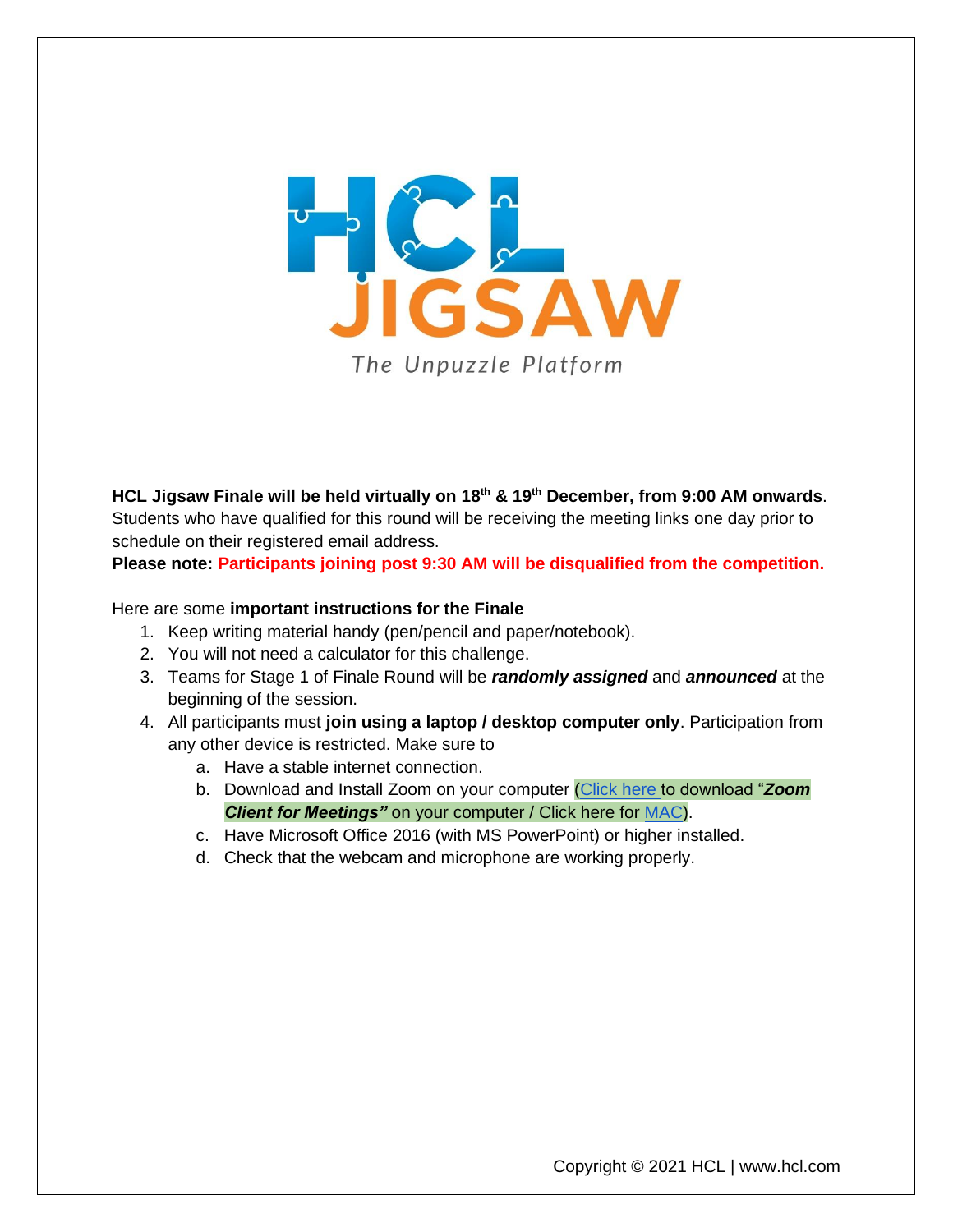# HCL JIGSAW

*The Unpuzzle Platform*

**HCL Jigsaw Finale will be held virtually on 18th & 19th December, from 9:00 AM onwards**. Students who have qualified for this round will be receiving the meeting links one day prior to schedule on their registered email address.

**Please note: Participants joining post 9:30 AM will be disqualified from the competition.**

Here are some **important instructions for the Finale**

1. Keep writing material handy (pen/pencil and paper/notebook).
2. You will not need a calculator for this challenge.
3. Teams for Stage 1 of Finale Round will be ***randomly assigned*** and ***announced*** at the beginning of the session.
4. All participants must **join using a laptop / desktop computer only**. Participation from any other device is restricted. Make sure to
   a. Have a stable internet connection.
   b. Download and Install Zoom on your computer (Click here to download "***Zoom Client for Meetings"*** on your computer / Click here for MAC).
   c. Have Microsoft Office 2016 (with MS PowerPoint) or higher installed.
   d. Check that the webcam and microphone are working properly.

Copyright © 2021 HCL | www.hcl.com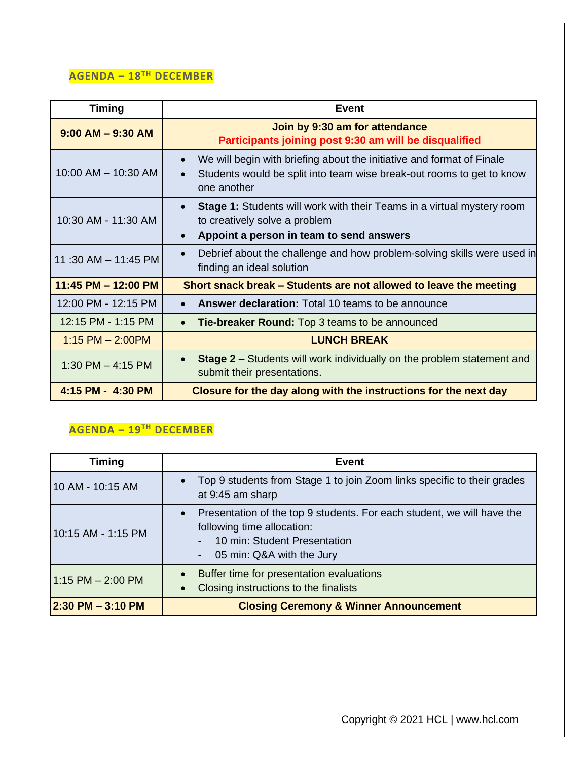## AGENDA – 18TH DECEMBER

| Timing | Event |
|---|---|
| **9:00 AM – 9:30 AM** | **Join by 9:30 am for attendance** **Participants joining post 9:30 am will be disqualified** |
| 10:00 AM – 10:30 AM | • We will begin with briefing about the initiative and format of Finale • Students would be split into team wise break-out rooms to get to know one another |
| 10:30 AM - 11:30 AM | • **Stage 1:** Students will work with their Teams in a virtual mystery room to creatively solve a problem • **Appoint a person in team to send answers** |
| 11 :30 AM – 11:45 PM | • Debrief about the challenge and how problem-solving skills were used in finding an ideal solution |
| **11:45 PM – 12:00 PM** | **Short snack break – Students are not allowed to leave the meeting** |
| 12:00 PM - 12:15 PM | • **Answer declaration:** Total 10 teams to be announce |
| 12:15 PM - 1:15 PM | • **Tie-breaker Round:** Top 3 teams to be announced |
| 1:15 PM – 2:00PM | **LUNCH BREAK** |
| 1:30 PM – 4:15 PM | • **Stage 2 –** Students will work individually on the problem statement and submit their presentations. |
| **4:15 PM - 4:30 PM** | **Closure for the day along with the instructions for the next day** |

## AGENDA – 19TH DECEMBER

| Timing | Event |
|---|---|
| 10 AM - 10:15 AM | • Top 9 students from Stage 1 to join Zoom links specific to their grades at 9:45 am sharp |
| 10:15 AM - 1:15 PM | • Presentation of the top 9 students. For each student, we will have the following time allocation: - 10 min: Student Presentation - 05 min: Q&A with the Jury |
| 1:15 PM – 2:00 PM | • Buffer time for presentation evaluations • Closing instructions to the finalists |
| **2:30 PM – 3:10 PM** | **Closing Ceremony & Winner Announcement** |

Copyright © 2021 HCL | www.hcl.com